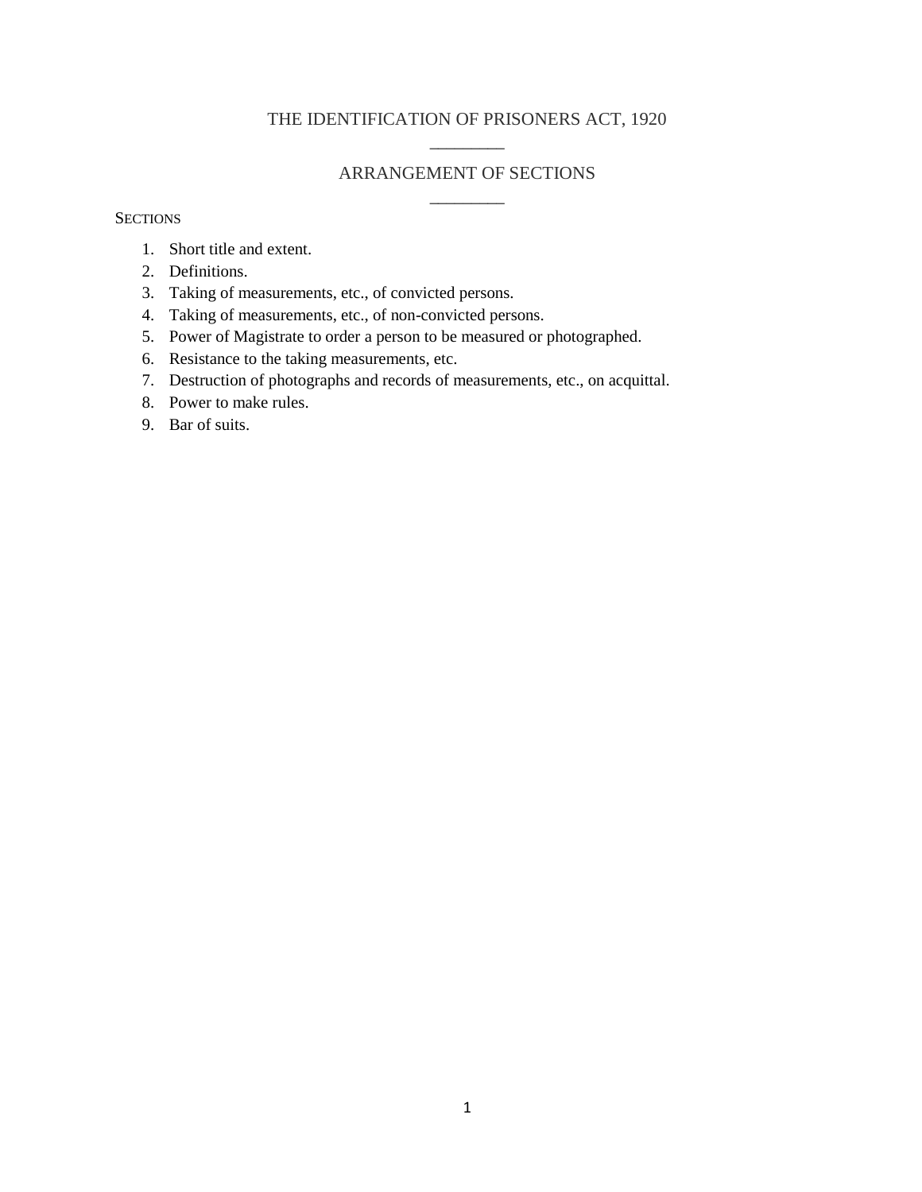# THE IDENTIFICATION OF PRISONERS ACT, 1920

## ARRANGEMENT OF SECTIONS

SECTIONS

1. Short title and extent.
2. Definitions.
3. Taking of measurements, etc., of convicted persons.
4. Taking of measurements, etc., of non-convicted persons.
5. Power of Magistrate to order a person to be measured or photographed.
6. Resistance to the taking measurements, etc.
7. Destruction of photographs and records of measurements, etc., on acquittal.
8. Power to make rules.
9. Bar of suits.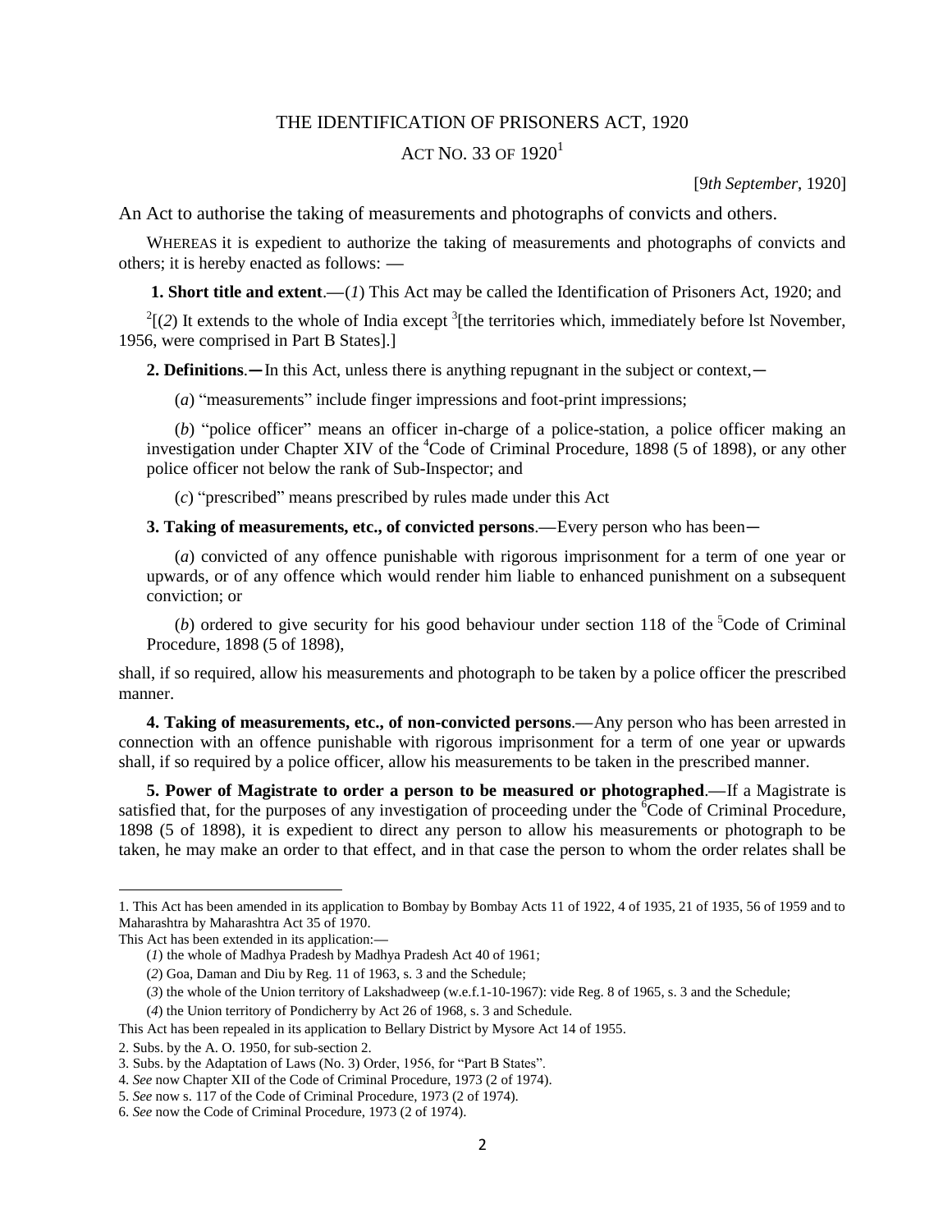# THE IDENTIFICATION OF PRISONERS ACT, 1920

## ACT NO. 33 OF 1920[1]

[9*th September*, 1920]

An Act to authorise the taking of measurements and photographs of convicts and others.

WHEREAS it is expedient to authorize the taking of measurements and photographs of convicts and others; it is hereby enacted as follows: —

**1. Short title and extent**.—(*1*) This Act may be called the Identification of Prisoners Act, 1920; and

[2][(*2*) It extends to the whole of India except [3][the territories which, immediately before lst November, 1956, were comprised in Part B States].]

**2. Definitions**.―In this Act, unless there is anything repugnant in the subject or context,―

(*a*) "measurements" include finger impressions and foot-print impressions;

(*b*) "police officer" means an officer in-charge of a police-station, a police officer making an investigation under Chapter XIV of the [4]Code of Criminal Procedure, 1898 (5 of 1898), or any other police officer not below the rank of Sub-Inspector; and

(*c*) "prescribed" means prescribed by rules made under this Act

**3. Taking of measurements, etc., of convicted persons**.—Every person who has been―

(*a*) convicted of any offence punishable with rigorous imprisonment for a term of one year or upwards, or of any offence which would render him liable to enhanced punishment on a subsequent conviction; or

(*b*) ordered to give security for his good behaviour under section 118 of the [5]Code of Criminal Procedure, 1898 (5 of 1898),

shall, if so required, allow his measurements and photograph to be taken by a police officer the prescribed manner.

**4. Taking of measurements, etc., of non-convicted persons**.—Any person who has been arrested in connection with an offence punishable with rigorous imprisonment for a term of one year or upwards shall, if so required by a police officer, allow his measurements to be taken in the prescribed manner.

**5. Power of Magistrate to order a person to be measured or photographed**.—If a Magistrate is satisfied that, for the purposes of any investigation of proceeding under the [6]Code of Criminal Procedure, 1898 (5 of 1898), it is expedient to direct any person to allow his measurements or photograph to be taken, he may make an order to that effect, and in that case the person to whom the order relates shall be

---

1. This Act has been amended in its application to Bombay by Bombay Acts 11 of 1922, 4 of 1935, 21 of 1935, 56 of 1959 and to Maharashtra by Maharashtra Act 35 of 1970.

This Act has been extended in its application:—

(*1*) the whole of Madhya Pradesh by Madhya Pradesh Act 40 of 1961;

(*2*) Goa, Daman and Diu by Reg. 11 of 1963, s. 3 and the Schedule;

(*3*) the whole of the Union territory of Lakshadweep (w.e.f.1-10-1967): vide Reg. 8 of 1965, s. 3 and the Schedule;

(*4*) the Union territory of Pondicherry by Act 26 of 1968, s. 3 and Schedule.

This Act has been repealed in its application to Bellary District by Mysore Act 14 of 1955.

2. Subs. by the A. O. 1950, for sub-section 2.

3. Subs. by the Adaptation of Laws (No. 3) Order, 1956, for "Part B States".

4. *See* now Chapter XII of the Code of Criminal Procedure, 1973 (2 of 1974).

5. *See* now s. 117 of the Code of Criminal Procedure, 1973 (2 of 1974).

6. *See* now the Code of Criminal Procedure, 1973 (2 of 1974).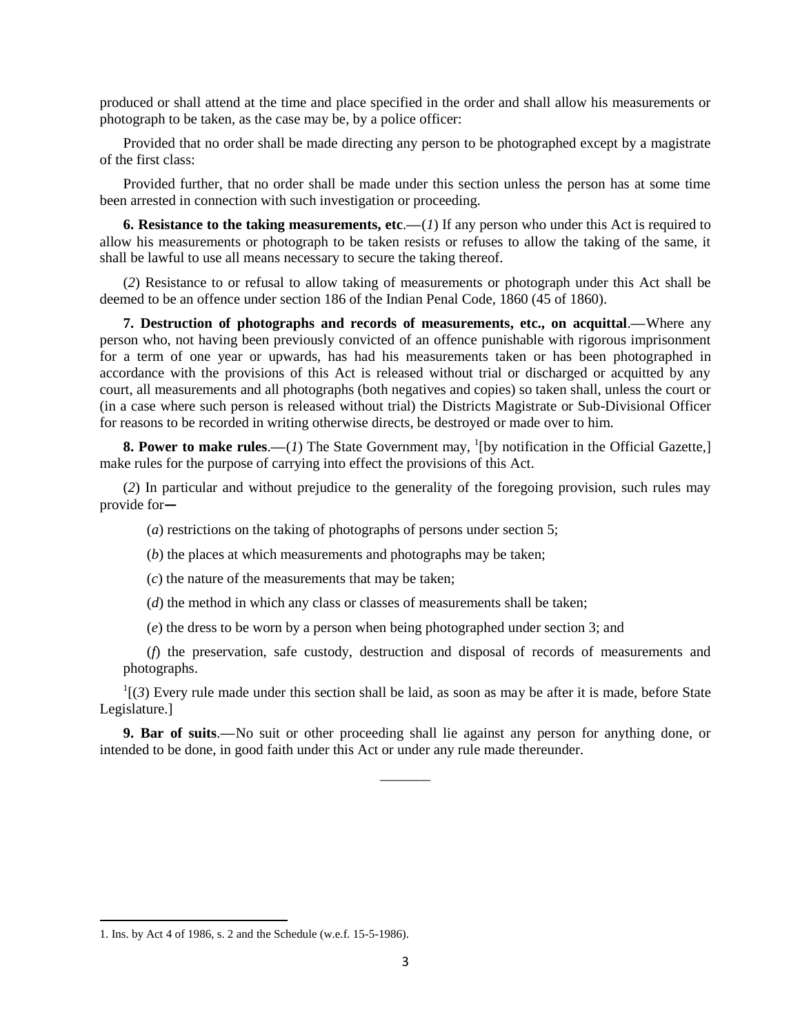produced or shall attend at the time and place specified in the order and shall allow his measurements or photograph to be taken, as the case may be, by a police officer:

Provided that no order shall be made directing any person to be photographed except by a magistrate of the first class:

Provided further, that no order shall be made under this section unless the person has at some time been arrested in connection with such investigation or proceeding.

**6. Resistance to the taking measurements, etc**.—(*1*) If any person who under this Act is required to allow his measurements or photograph to be taken resists or refuses to allow the taking of the same, it shall be lawful to use all means necessary to secure the taking thereof.

(*2*) Resistance to or refusal to allow taking of measurements or photograph under this Act shall be deemed to be an offence under section 186 of the Indian Penal Code, 1860 (45 of 1860).

**7. Destruction of photographs and records of measurements, etc., on acquittal**.—Where any person who, not having been previously convicted of an offence punishable with rigorous imprisonment for a term of one year or upwards, has had his measurements taken or has been photographed in accordance with the provisions of this Act is released without trial or discharged or acquitted by any court, all measurements and all photographs (both negatives and copies) so taken shall, unless the court or (in a case where such person is released without trial) the Districts Magistrate or Sub-Divisional Officer for reasons to be recorded in writing otherwise directs, be destroyed or made over to him.

**8. Power to make rules**.—(*1*) The State Government may, [1][by notification in the Official Gazette,] make rules for the purpose of carrying into effect the provisions of this Act.

(*2*) In particular and without prejudice to the generality of the foregoing provision, such rules may provide for—

(*a*) restrictions on the taking of photographs of persons under section 5;

(*b*) the places at which measurements and photographs may be taken;

(*c*) the nature of the measurements that may be taken;

(*d*) the method in which any class or classes of measurements shall be taken;

(*e*) the dress to be worn by a person when being photographed under section 3; and

(*f*) the preservation, safe custody, destruction and disposal of records of measurements and photographs.

[1][(*3*) Every rule made under this section shall be laid, as soon as may be after it is made, before State Legislature.]

**9. Bar of suits**.—No suit or other proceeding shall lie against any person for anything done, or intended to be done, in good faith under this Act or under any rule made thereunder.

_______

1. Ins. by Act 4 of 1986, s. 2 and the Schedule (w.e.f. 15-5-1986).